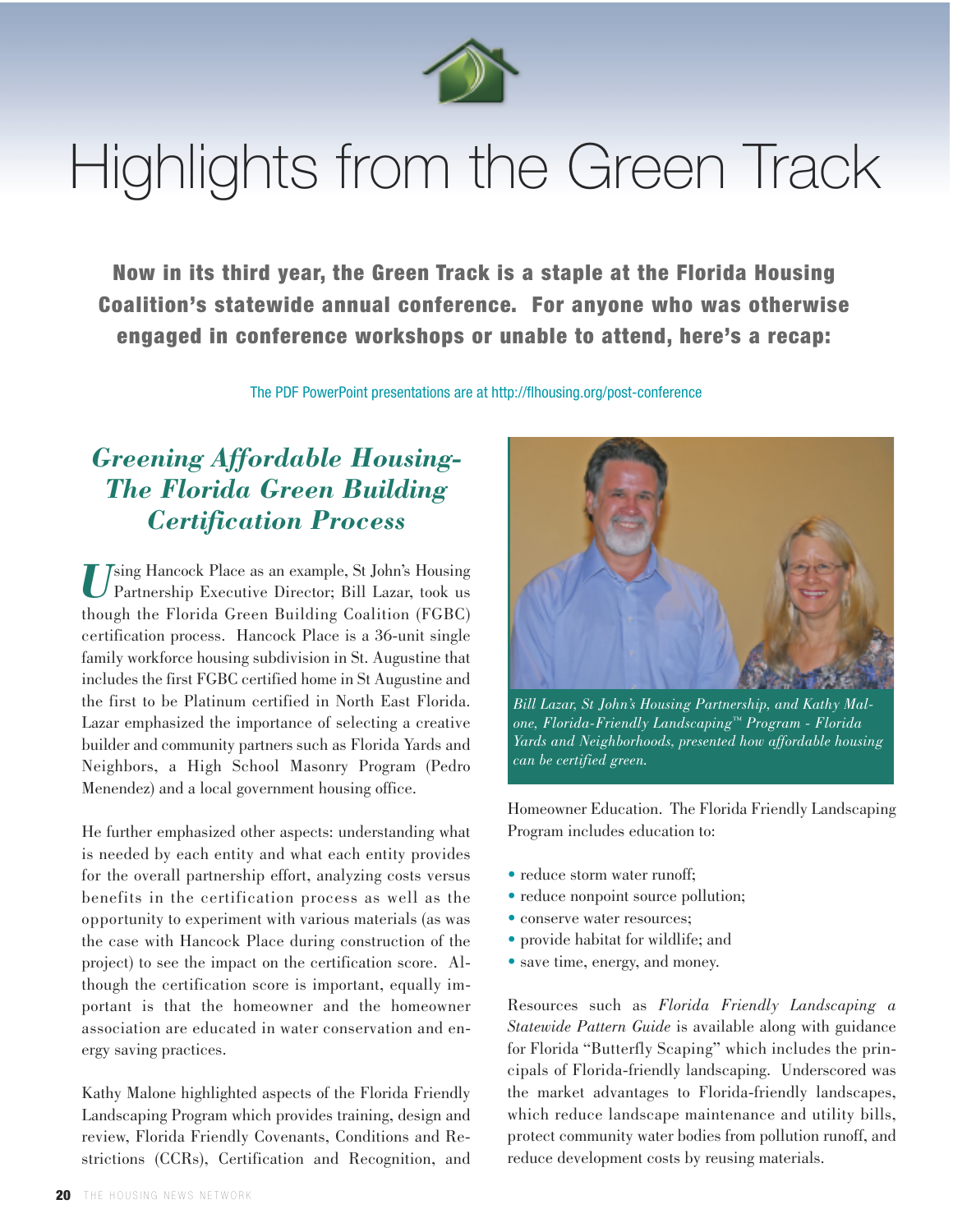# Highlights from the Green Track

**Now in its third year, the Green Track is a staple at the Florida Housing Coalition's statewide annual conference. For anyone who was otherwise engaged in conference workshops or unable to attend, here's a recap:**

The PDF PowerPoint presentations are at http://flhousing.org/post-conference

## *Greening Affordable Housing-The Florida Green Building Certification Process*

Using Hancock Place as an example, St John's Housing Partnership Executive Director; Bill Lazar, took us though the Florida Green Building Coalition (FGBC) certification process. Hancock Place is a 36-unit single family workforce housing subdivision in St. Augustine that includes the first FGBC certified home in St Augustine and the first to be Platinum certified in North East Florida. Lazar emphasized the importance of selecting a creative builder and community partners such as Florida Yards and Neighbors, a High School Masonry Program (Pedro Menendez) and a local government housing office.

He further emphasized other aspects: understanding what is needed by each entity and what each entity provides for the overall partnership effort, analyzing costs versus benefits in the certification process as well as the opportunity to experiment with various materials (as was the case with Hancock Place during construction of the project) to see the impact on the certification score. Although the certification score is important, equally important is that the homeowner and the homeowner association are educated in water conservation and energy saving practices.

Kathy Malone highlighted aspects of the Florida Friendly Landscaping Program which provides training, design and review, Florida Friendly Covenants, Conditions and Restrictions (CCRs), Certification and Recognition, and Homeowner Education. The Florida Friendly Landscaping Program includes education to:

*Bill Lazar, St John's Housing Partnership, and Kathy Malone, Florida-Friendly Landscaping™ Program - Florida Yards and Neighborhoods, presented how affordable housing can be certified green.*

- reduce storm water runoff;
- reduce nonpoint source pollution;
- conserve water resources;
- provide habitat for wildlife; and
- save time, energy, and money.

Resources such as *Florida Friendly Landscaping a Statewide Pattern Guide* is available along with guidance for Florida "Butterfly Scaping" which includes the principals of Florida-friendly landscaping. Underscored was the market advantages to Florida-friendly landscapes, which reduce landscape maintenance and utility bills, protect community water bodies from pollution runoff, and reduce development costs by reusing materials.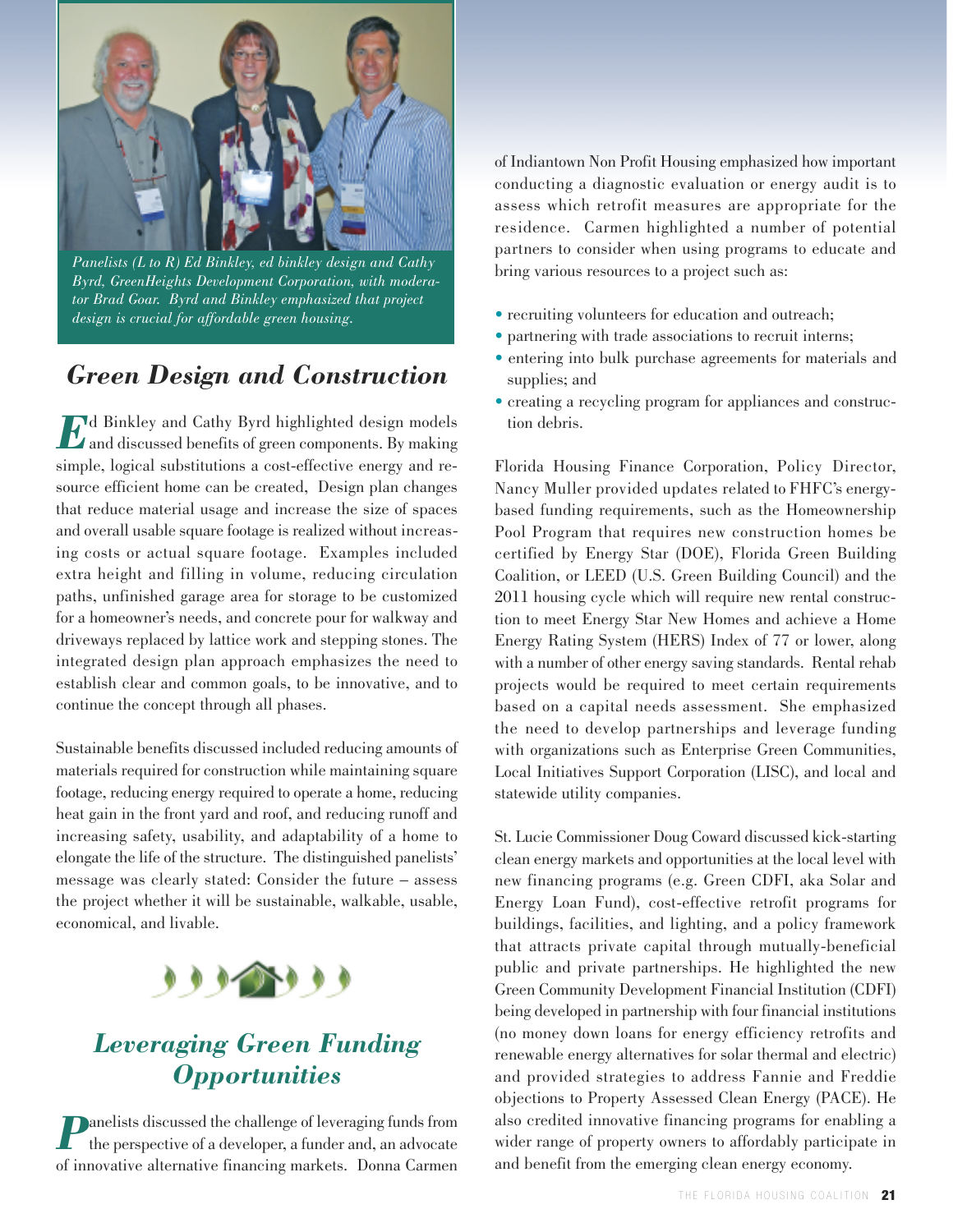*Panelists (L to R) Ed Binkley, ed binkley design and Cathy Byrd, GreenHeights Development Corporation, with moderator Brad Goar. Byrd and Binkley emphasized that project design is crucial for affordable green housing.*

## *Green Design and Construction*

Ed Binkley and Cathy Byrd highlighted design models and discussed benefits of green components. By making simple, logical substitutions a cost-effective energy and resource efficient home can be created, Design plan changes that reduce material usage and increase the size of spaces and overall usable square footage is realized without increasing costs or actual square footage. Examples included extra height and filling in volume, reducing circulation paths, unfinished garage area for storage to be customized for a homeowner's needs, and concrete pour for walkway and driveways replaced by lattice work and stepping stones. The integrated design plan approach emphasizes the need to establish clear and common goals, to be innovative, and to continue the concept through all phases.

Sustainable benefits discussed included reducing amounts of materials required for construction while maintaining square footage, reducing energy required to operate a home, reducing heat gain in the front yard and roof, and reducing runoff and increasing safety, usability, and adaptability of a home to elongate the life of the structure. The distinguished panelists' message was clearly stated: Consider the future – assess the project whether it will be sustainable, walkable, usable, economical, and livable.

## *Leveraging Green Funding Opportunities*

Panelists discussed the challenge of leveraging funds from the perspective of a developer, a funder and, an advocate of innovative alternative financing markets. Donna Carmen of Indiantown Non Profit Housing emphasized how important conducting a diagnostic evaluation or energy audit is to assess which retrofit measures are appropriate for the residence. Carmen highlighted a number of potential partners to consider when using programs to educate and bring various resources to a project such as:

- recruiting volunteers for education and outreach;
- partnering with trade associations to recruit interns;
- entering into bulk purchase agreements for materials and supplies; and
- creating a recycling program for appliances and construction debris.

Florida Housing Finance Corporation, Policy Director, Nancy Muller provided updates related to FHFC's energy-based funding requirements, such as the Homeownership Pool Program that requires new construction homes be certified by Energy Star (DOE), Florida Green Building Coalition, or LEED (U.S. Green Building Council) and the 2011 housing cycle which will require new rental construction to meet Energy Star New Homes and achieve a Home Energy Rating System (HERS) Index of 77 or lower, along with a number of other energy saving standards. Rental rehab projects would be required to meet certain requirements based on a capital needs assessment. She emphasized the need to develop partnerships and leverage funding with organizations such as Enterprise Green Communities, Local Initiatives Support Corporation (LISC), and local and statewide utility companies.

St. Lucie Commissioner Doug Coward discussed kick-starting clean energy markets and opportunities at the local level with new financing programs (e.g. Green CDFI, aka Solar and Energy Loan Fund), cost-effective retrofit programs for buildings, facilities, and lighting, and a policy framework that attracts private capital through mutually-beneficial public and private partnerships. He highlighted the new Green Community Development Financial Institution (CDFI) being developed in partnership with four financial institutions (no money down loans for energy efficiency retrofits and renewable energy alternatives for solar thermal and electric) and provided strategies to address Fannie and Freddie objections to Property Assessed Clean Energy (PACE). He also credited innovative financing programs for enabling a wider range of property owners to affordably participate in and benefit from the emerging clean energy economy.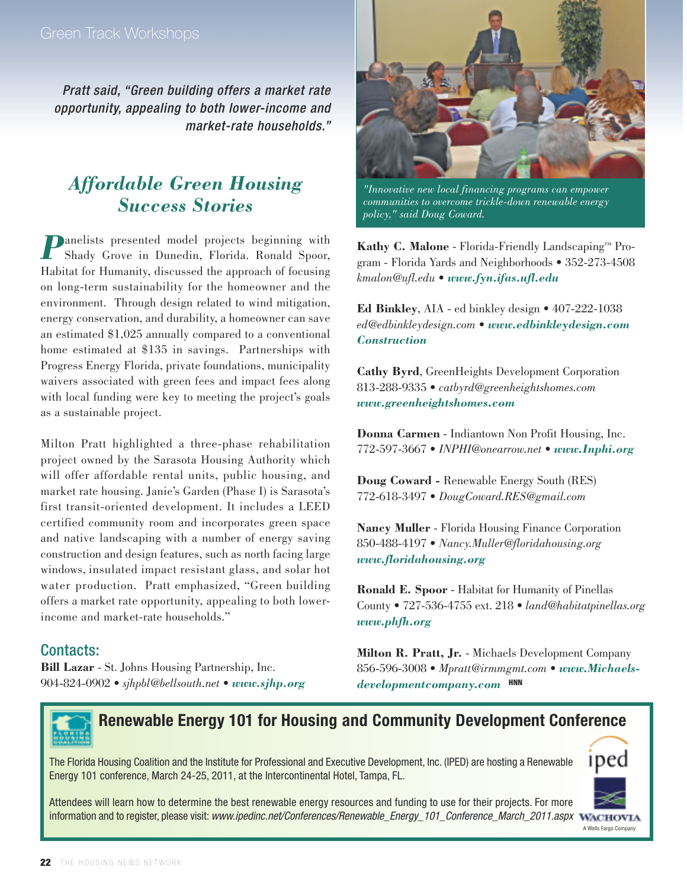Green Track Workshops

*Pratt said, "Green building offers a market rate opportunity, appealing to both lower-income and market-rate households."*

## *Affordable Green Housing Success Stories*

Panelists presented model projects beginning with Shady Grove in Dunedin, Florida. Ronald Spoor, Habitat for Humanity, discussed the approach of focusing on long-term sustainability for the homeowner and the environment. Through design related to wind mitigation, energy conservation, and durability, a homeowner can save an estimated $1,025 annually compared to a conventional home estimated at $135 in savings. Partnerships with Progress Energy Florida, private foundations, municipality waivers associated with green fees and impact fees along with local funding were key to meeting the project's goals as a sustainable project.

Milton Pratt highlighted a three-phase rehabilitation project owned by the Sarasota Housing Authority which will offer affordable rental units, public housing, and market rate housing. Janie's Garden (Phase I) is Sarasota's first transit-oriented development. It includes a LEED certified community room and incorporates green space and native landscaping with a number of energy saving construction and design features, such as north facing large windows, insulated impact resistant glass, and solar hot water production. Pratt emphasized, "Green building offers a market rate opportunity, appealing to both lower-income and market-rate households."

*"Innovative new local financing programs can empower communities to overcome trickle-down renewable energy policy," said Doug Coward.*

### Contacts:

**Bill Lazar** - St. Johns Housing Partnership, Inc.
904-824-0902 • *sjhpbl@bellsouth.net* • ***www.sjhp.org***

**Kathy C. Malone** - Florida-Friendly Landscaping™ Program - Florida Yards and Neighborhoods • 352-273-4508
*kmalon@ufl.edu* • ***www.fyn.ifas.ufl.edu***

**Ed Binkley**, AIA - ed binkley design • 407-222-1038
*ed@edbinkleydesign.com* • ***www.edbinkleydesign.com Construction***

**Cathy Byrd**, GreenHeights Development Corporation
813-288-9335 • *catbyrd@greenheightshomes.com*
***www.greenheightshomes.com***

**Donna Carmen** - Indiantown Non Profit Housing, Inc.
772-597-3667 • *INPHI@onearrow.net* • ***www.Inphi.org***

**Doug Coward** - Renewable Energy South (RES)
772-618-3497 • *DougCoward.RES@gmail.com*

**Nancy Muller** - Florida Housing Finance Corporation
850-488-4197 • *Nancy.Muller@floridahousing.org*
***www.floridahousing.org***

**Ronald E. Spoor** - Habitat for Humanity of Pinellas County • 727-536-4755 ext. 218 • *land@habitatpinellas.org*
***www.phfh.org***

**Milton R. Pratt, Jr.** - Michaels Development Company
856-596-3008 • *Mpratt@irmmgmt.com* • ***www.Michaels-developmentcompany.com*** HNN

## Renewable Energy 101 for Housing and Community Development Conference

The Florida Housing Coalition and the Institute for Professional and Executive Development, Inc. (IPED) are hosting a Renewable Energy 101 conference, March 24-25, 2011, at the Intercontinental Hotel, Tampa, FL.

Attendees will learn how to determine the best renewable energy resources and funding to use for their projects. For more information and to register, please visit: *www.ipedinc.net/Conferences/Renewable_Energy_101_Conference_March_2011.aspx*